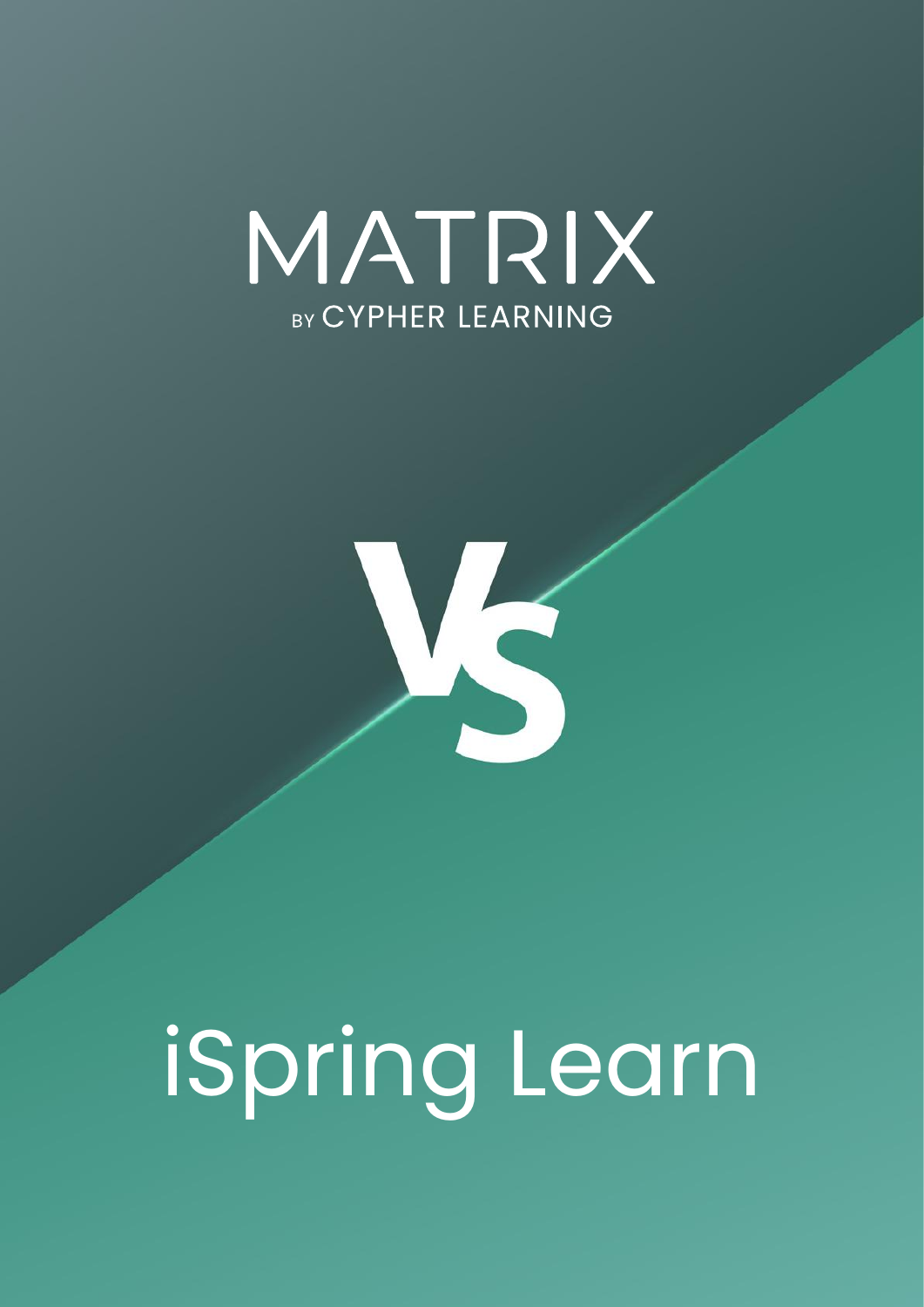# MATRIX

BY CYPHER LEARNING

# VS

# iSpring Learn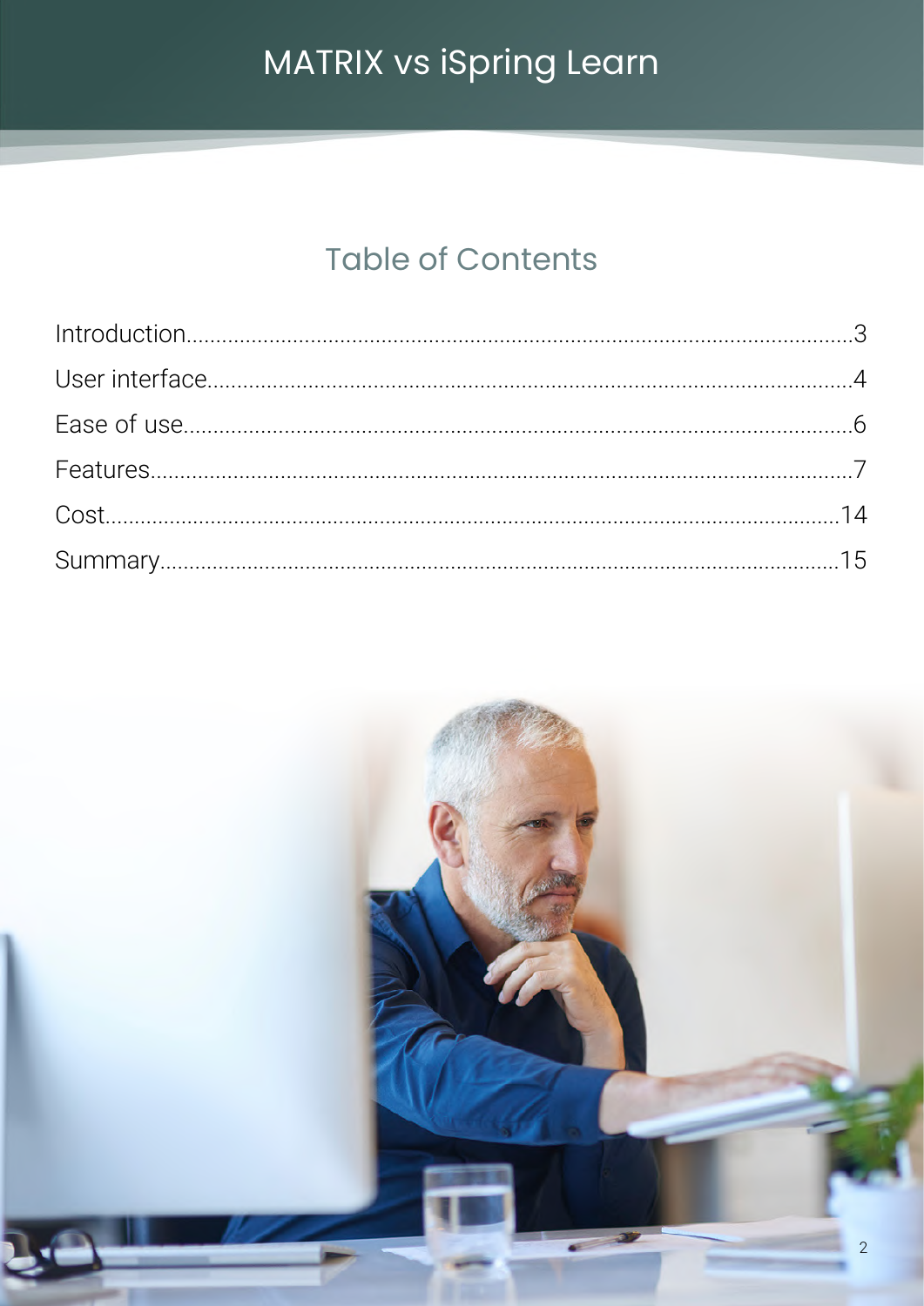# Table of Contents

| Section | Page |
|---|---|
| Introduction | 3 |
| User interface | 4 |
| Ease of use | 6 |
| Features | 7 |
| Cost | 14 |
| Summary | 15 |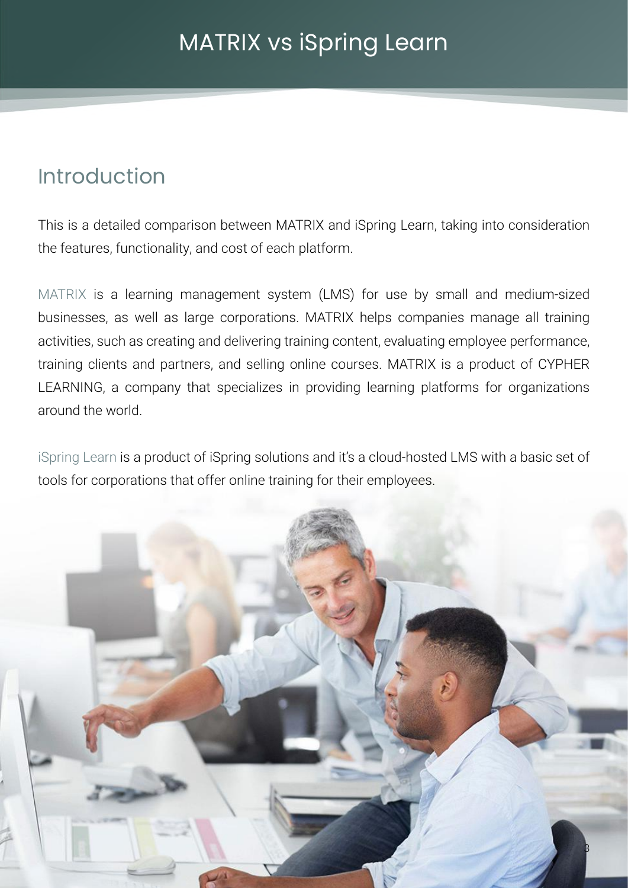# MATRIX vs iSpring Learn

## Introduction

This is a detailed comparison between MATRIX and iSpring Learn, taking into consideration the features, functionality, and cost of each platform.

MATRIX is a learning management system (LMS) for use by small and medium-sized businesses, as well as large corporations. MATRIX helps companies manage all training activities, such as creating and delivering training content, evaluating employee performance, training clients and partners, and selling online courses. MATRIX is a product of CYPHER LEARNING, a company that specializes in providing learning platforms for organizations around the world.

iSpring Learn is a product of iSpring solutions and it's a cloud-hosted LMS with a basic set of tools for corporations that offer online training for their employees.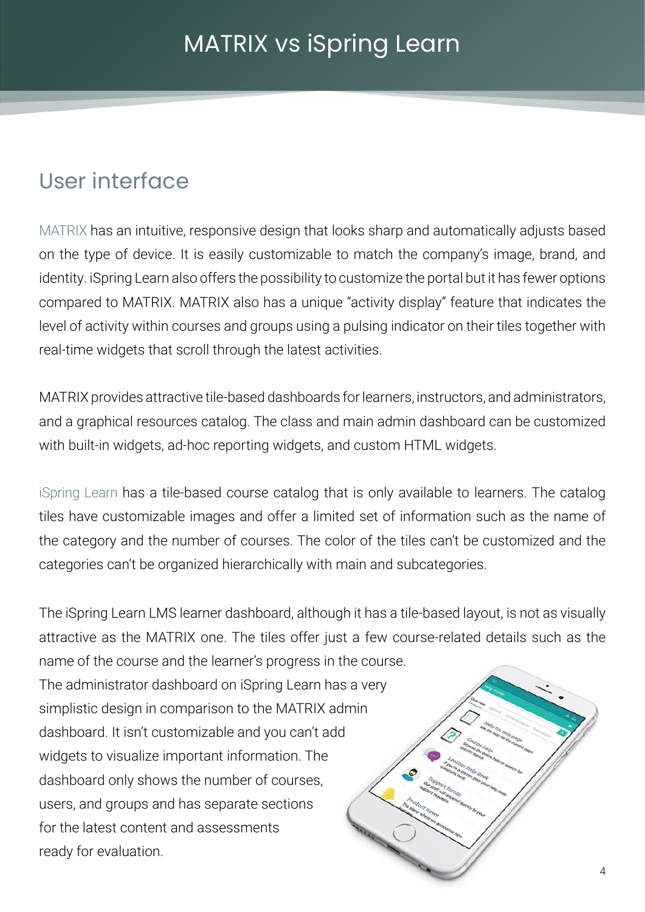# MATRIX vs iSpring Learn

## User interface

MATRIX has an intuitive, responsive design that looks sharp and automatically adjusts based on the type of device. It is easily customizable to match the company's image, brand, and identity. iSpring Learn also offers the possibility to customize the portal but it has fewer options compared to MATRIX. MATRIX also has a unique "activity display" feature that indicates the level of activity within courses and groups using a pulsing indicator on their tiles together with real-time widgets that scroll through the latest activities.

MATRIX provides attractive tile-based dashboards for learners, instructors, and administrators, and a graphical resources catalog. The class and main admin dashboard can be customized with built-in widgets, ad-hoc reporting widgets, and custom HTML widgets.

iSpring Learn has a tile-based course catalog that is only available to learners. The catalog tiles have customizable images and offer a limited set of information such as the name of the category and the number of courses. The color of the tiles can't be customized and the categories can't be organized hierarchically with main and subcategories.

The iSpring Learn LMS learner dashboard, although it has a tile-based layout, is not as visually attractive as the MATRIX one. The tiles offer just a few course-related details such as the name of the course and the learner's progress in the course.
The administrator dashboard on iSpring Learn has a very simplistic design in comparison to the MATRIX admin dashboard. It isn't customizable and you can't add widgets to visualize important information. The dashboard only shows the number of courses, users, and groups and has separate sections for the latest content and assessments ready for evaluation.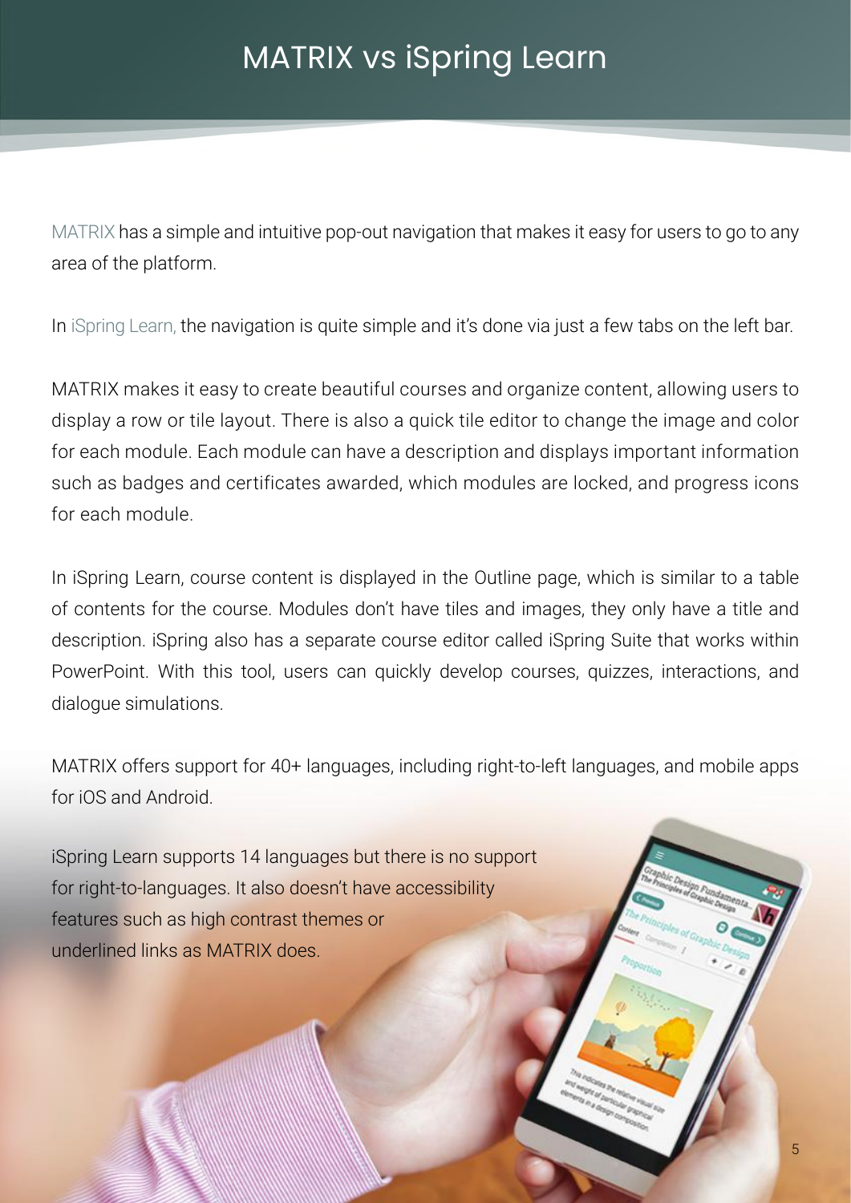# MATRIX vs iSpring Learn

MATRIX has a simple and intuitive pop-out navigation that makes it easy for users to go to any area of the platform.

In iSpring Learn, the navigation is quite simple and it's done via just a few tabs on the left bar.

MATRIX makes it easy to create beautiful courses and organize content, allowing users to display a row or tile layout. There is also a quick tile editor to change the image and color for each module. Each module can have a description and displays important information such as badges and certificates awarded, which modules are locked, and progress icons for each module.

In iSpring Learn, course content is displayed in the Outline page, which is similar to a table of contents for the course. Modules don't have tiles and images, they only have a title and description. iSpring also has a separate course editor called iSpring Suite that works within PowerPoint. With this tool, users can quickly develop courses, quizzes, interactions, and dialogue simulations.

MATRIX offers support for 40+ languages, including right-to-left languages, and mobile apps for iOS and Android.

iSpring Learn supports 14 languages but there is no support for right-to-languages. It also doesn't have accessibility features such as high contrast themes or underlined links as MATRIX does.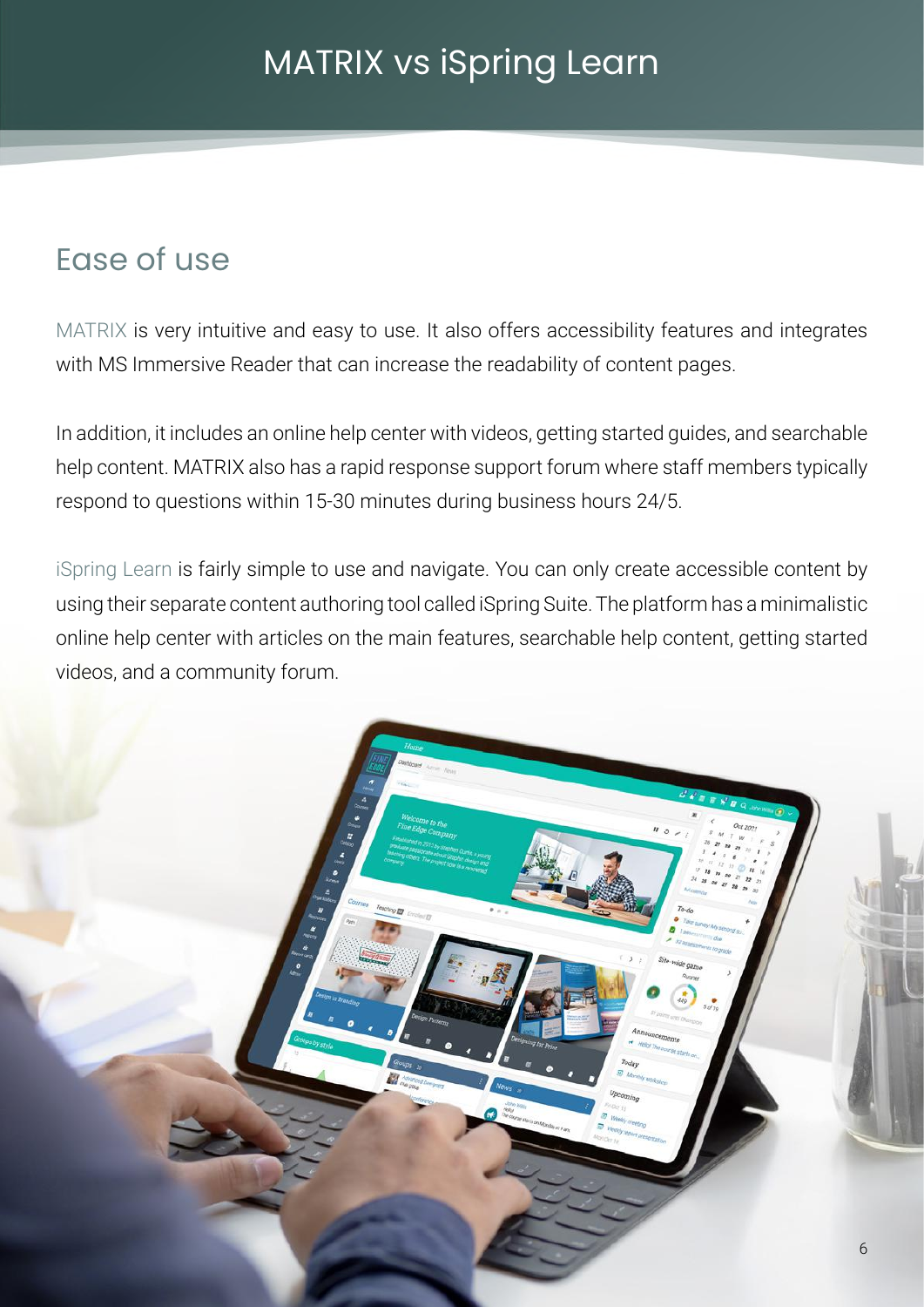# MATRIX vs iSpring Learn

## Ease of use

MATRIX is very intuitive and easy to use. It also offers accessibility features and integrates with MS Immersive Reader that can increase the readability of content pages.

In addition, it includes an online help center with videos, getting started guides, and searchable help content. MATRIX also has a rapid response support forum where staff members typically respond to questions within 15-30 minutes during business hours 24/5.

iSpring Learn is fairly simple to use and navigate. You can only create accessible content by using their separate content authoring tool called iSpring Suite. The platform has a minimalistic online help center with articles on the main features, searchable help content, getting started videos, and a community forum.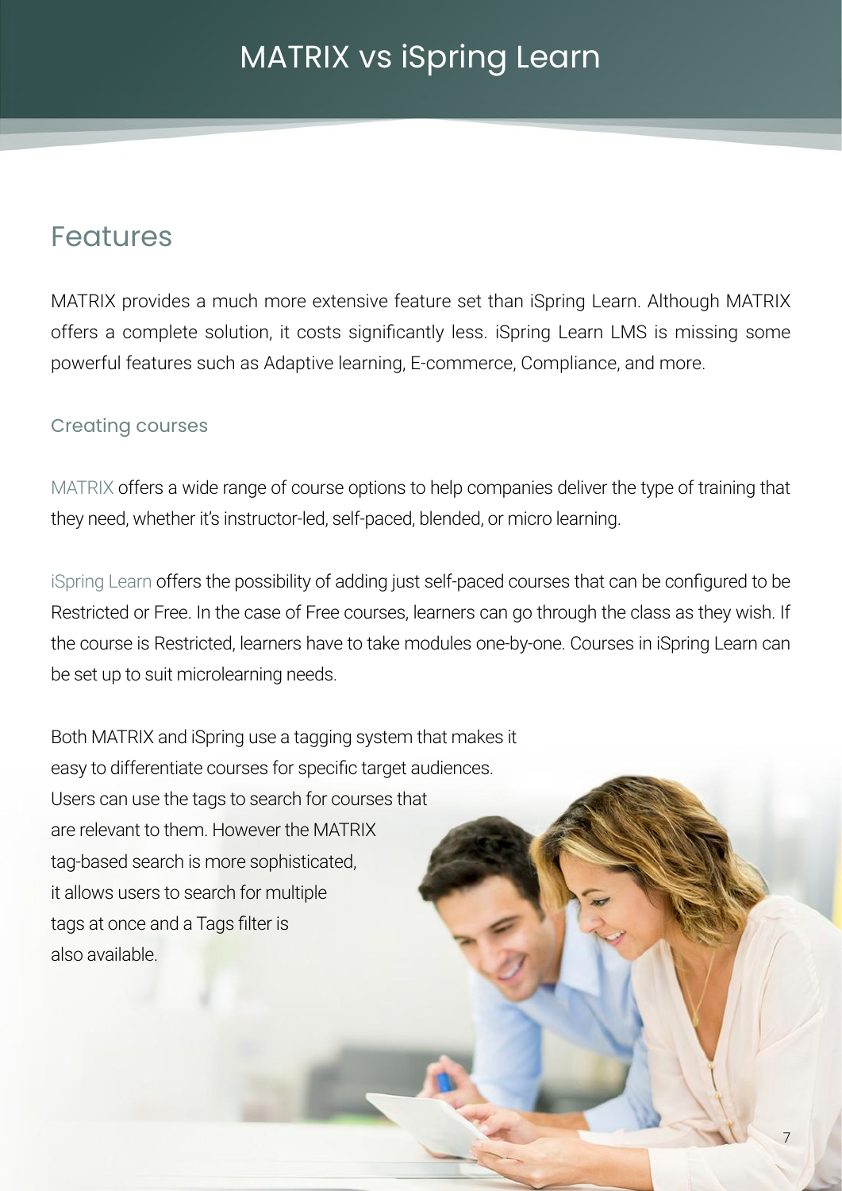# MATRIX vs iSpring Learn

## Features

MATRIX provides a much more extensive feature set than iSpring Learn. Although MATRIX offers a complete solution, it costs significantly less. iSpring Learn LMS is missing some powerful features such as Adaptive learning, E-commerce, Compliance, and more.

### Creating courses

MATRIX offers a wide range of course options to help companies deliver the type of training that they need, whether it's instructor-led, self-paced, blended, or micro learning.

iSpring Learn offers the possibility of adding just self-paced courses that can be configured to be Restricted or Free. In the case of Free courses, learners can go through the class as they wish. If the course is Restricted, learners have to take modules one-by-one. Courses in iSpring Learn can be set up to suit microlearning needs.

Both MATRIX and iSpring use a tagging system that makes it easy to differentiate courses for specific target audiences. Users can use the tags to search for courses that are relevant to them. However the MATRIX tag-based search is more sophisticated, it allows users to search for multiple tags at once and a Tags filter is also available.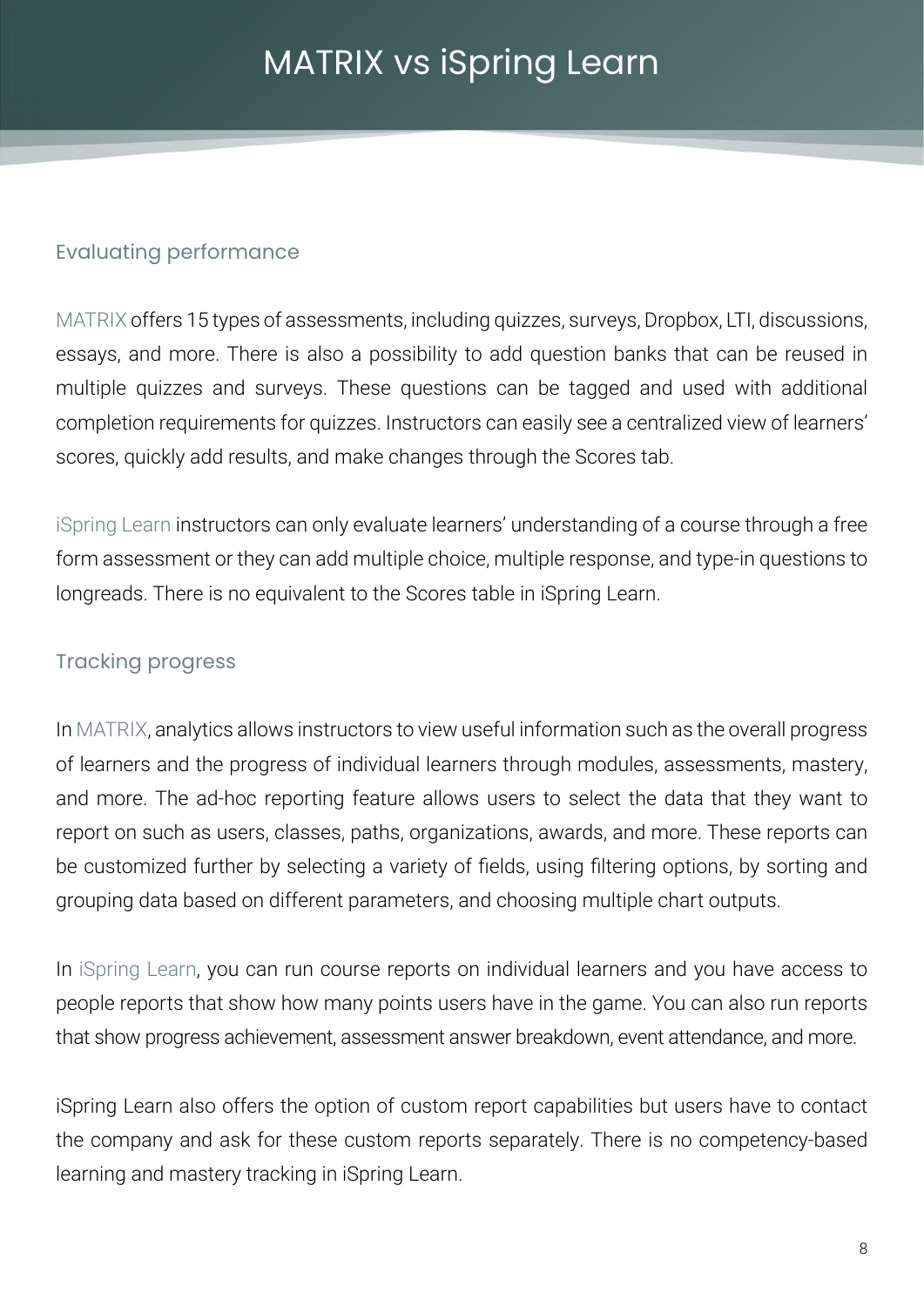# MATRIX vs iSpring Learn

## Evaluating performance

MATRIX offers 15 types of assessments, including quizzes, surveys, Dropbox, LTI, discussions, essays, and more. There is also a possibility to add question banks that can be reused in multiple quizzes and surveys. These questions can be tagged and used with additional completion requirements for quizzes. Instructors can easily see a centralized view of learners' scores, quickly add results, and make changes through the Scores tab.

iSpring Learn instructors can only evaluate learners' understanding of a course through a free form assessment or they can add multiple choice, multiple response, and type-in questions to longreads. There is no equivalent to the Scores table in iSpring Learn.

## Tracking progress

In MATRIX, analytics allows instructors to view useful information such as the overall progress of learners and the progress of individual learners through modules, assessments, mastery, and more. The ad-hoc reporting feature allows users to select the data that they want to report on such as users, classes, paths, organizations, awards, and more. These reports can be customized further by selecting a variety of fields, using filtering options, by sorting and grouping data based on different parameters, and choosing multiple chart outputs.

In iSpring Learn, you can run course reports on individual learners and you have access to people reports that show how many points users have in the game. You can also run reports that show progress achievement, assessment answer breakdown, event attendance, and more.

iSpring Learn also offers the option of custom report capabilities but users have to contact the company and ask for these custom reports separately. There is no competency-based learning and mastery tracking in iSpring Learn.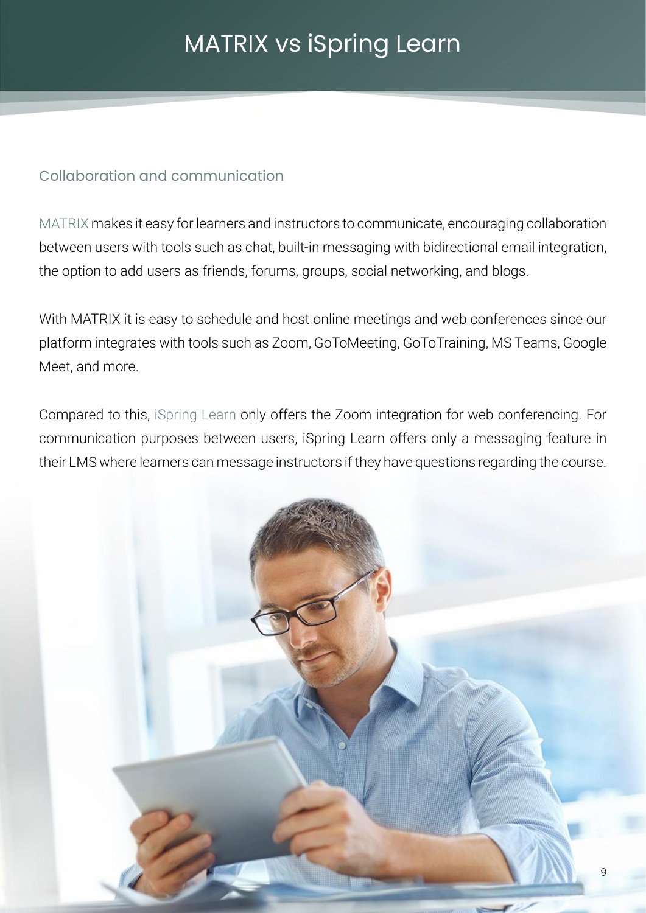# MATRIX vs iSpring Learn

## Collaboration and communication

MATRIX makes it easy for learners and instructors to communicate, encouraging collaboration between users with tools such as chat, built-in messaging with bidirectional email integration, the option to add users as friends, forums, groups, social networking, and blogs.

With MATRIX it is easy to schedule and host online meetings and web conferences since our platform integrates with tools such as Zoom, GoToMeeting, GoToTraining, MS Teams, Google Meet, and more.

Compared to this, iSpring Learn only offers the Zoom integration for web conferencing. For communication purposes between users, iSpring Learn offers only a messaging feature in their LMS where learners can message instructors if they have questions regarding the course.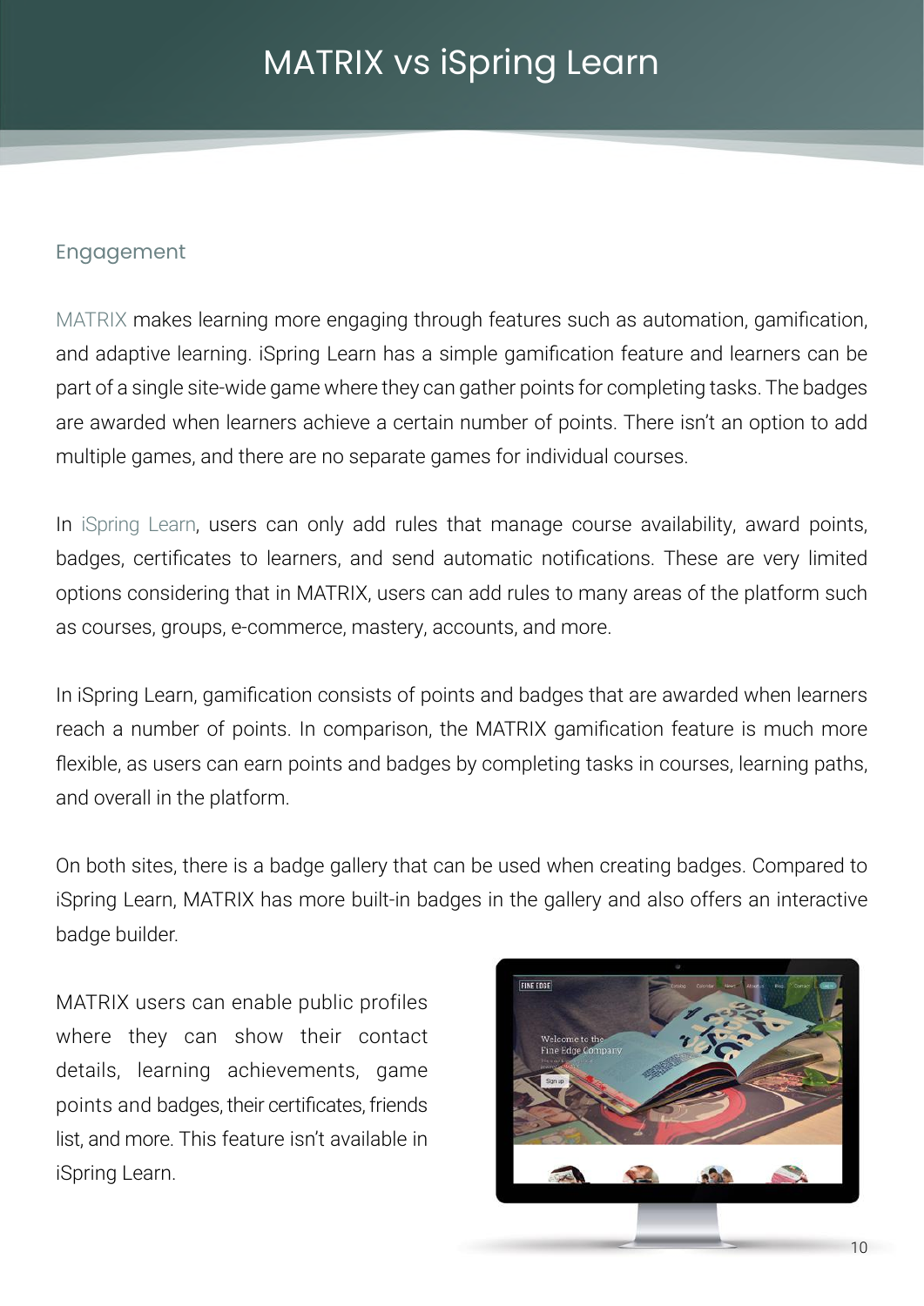# MATRIX vs iSpring Learn

## Engagement

MATRIX makes learning more engaging through features such as automation, gamification, and adaptive learning. iSpring Learn has a simple gamification feature and learners can be part of a single site-wide game where they can gather points for completing tasks. The badges are awarded when learners achieve a certain number of points. There isn't an option to add multiple games, and there are no separate games for individual courses.

In iSpring Learn, users can only add rules that manage course availability, award points, badges, certificates to learners, and send automatic notifications. These are very limited options considering that in MATRIX, users can add rules to many areas of the platform such as courses, groups, e-commerce, mastery, accounts, and more.

In iSpring Learn, gamification consists of points and badges that are awarded when learners reach a number of points. In comparison, the MATRIX gamification feature is much more flexible, as users can earn points and badges by completing tasks in courses, learning paths, and overall in the platform.

On both sites, there is a badge gallery that can be used when creating badges. Compared to iSpring Learn, MATRIX has more built-in badges in the gallery and also offers an interactive badge builder.

MATRIX users can enable public profiles where they can show their contact details, learning achievements, game points and badges, their certificates, friends list, and more. This feature isn't available in iSpring Learn.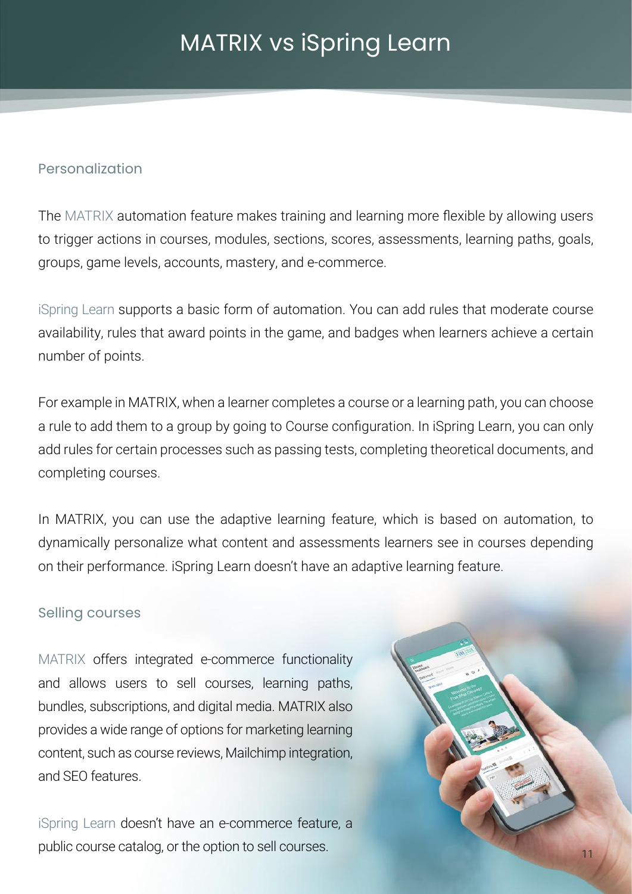# MATRIX vs iSpring Learn

## Personalization

The MATRIX automation feature makes training and learning more flexible by allowing users to trigger actions in courses, modules, sections, scores, assessments, learning paths, goals, groups, game levels, accounts, mastery, and e-commerce.

iSpring Learn supports a basic form of automation. You can add rules that moderate course availability, rules that award points in the game, and badges when learners achieve a certain number of points.

For example in MATRIX, when a learner completes a course or a learning path, you can choose a rule to add them to a group by going to Course configuration. In iSpring Learn, you can only add rules for certain processes such as passing tests, completing theoretical documents, and completing courses.

In MATRIX, you can use the adaptive learning feature, which is based on automation, to dynamically personalize what content and assessments learners see in courses depending on their performance. iSpring Learn doesn't have an adaptive learning feature.

## Selling courses

MATRIX offers integrated e-commerce functionality and allows users to sell courses, learning paths, bundles, subscriptions, and digital media. MATRIX also provides a wide range of options for marketing learning content, such as course reviews, Mailchimp integration, and SEO features.

iSpring Learn doesn't have an e-commerce feature, a public course catalog, or the option to sell courses.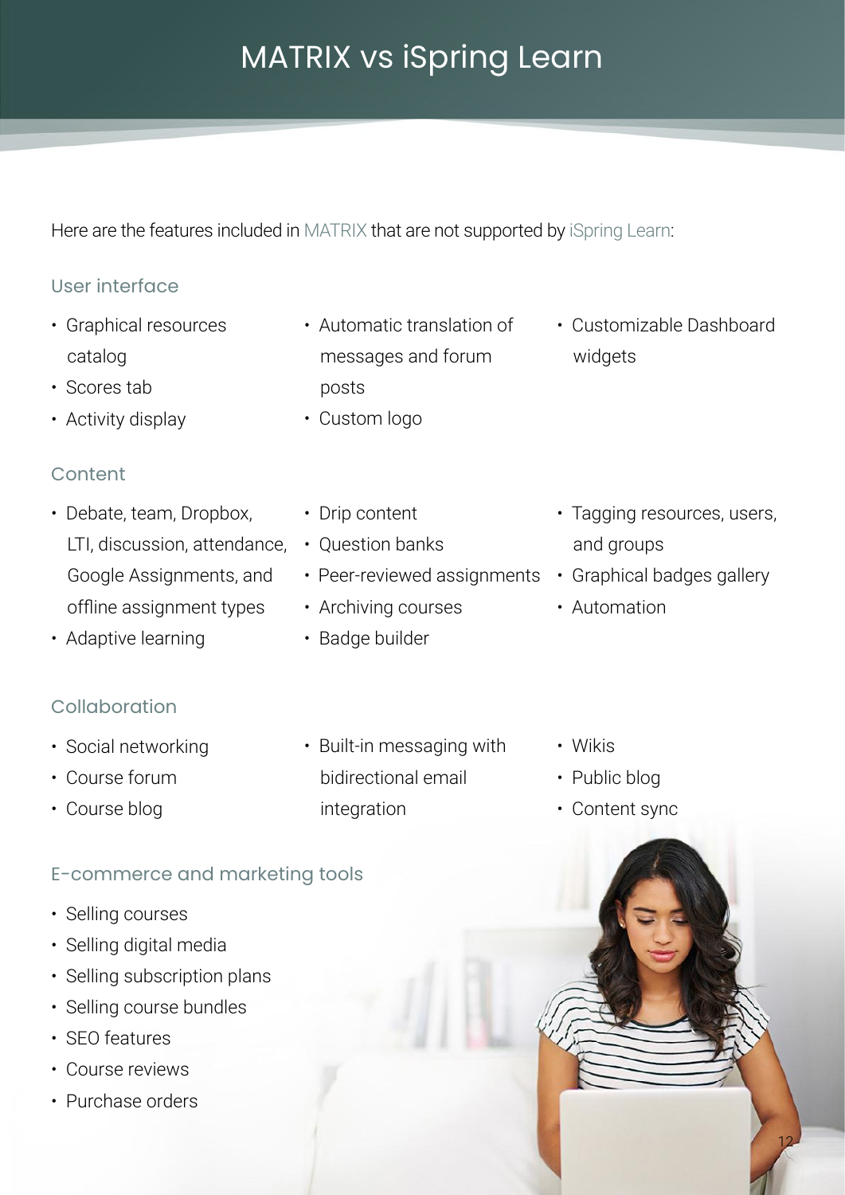# MATRIX vs iSpring Learn

Here are the features included in MATRIX that are not supported by iSpring Learn:

## User interface

- Graphical resources catalog
- Scores tab
- Activity display
- Automatic translation of messages and forum posts
- Custom logo
- Customizable Dashboard widgets

## Content

- Debate, team, Dropbox, LTI, discussion, attendance, Google Assignments, and offline assignment types
- Adaptive learning
- Drip content
- Question banks
- Peer-reviewed assignments
- Archiving courses
- Badge builder
- Tagging resources, users, and groups
- Graphical badges gallery
- Automation

## Collaboration

- Social networking
- Course forum
- Course blog
- Built-in messaging with bidirectional email integration
- Wikis
- Public blog
- Content sync

## E-commerce and marketing tools

- Selling courses
- Selling digital media
- Selling subscription plans
- Selling course bundles
- SEO features
- Course reviews
- Purchase orders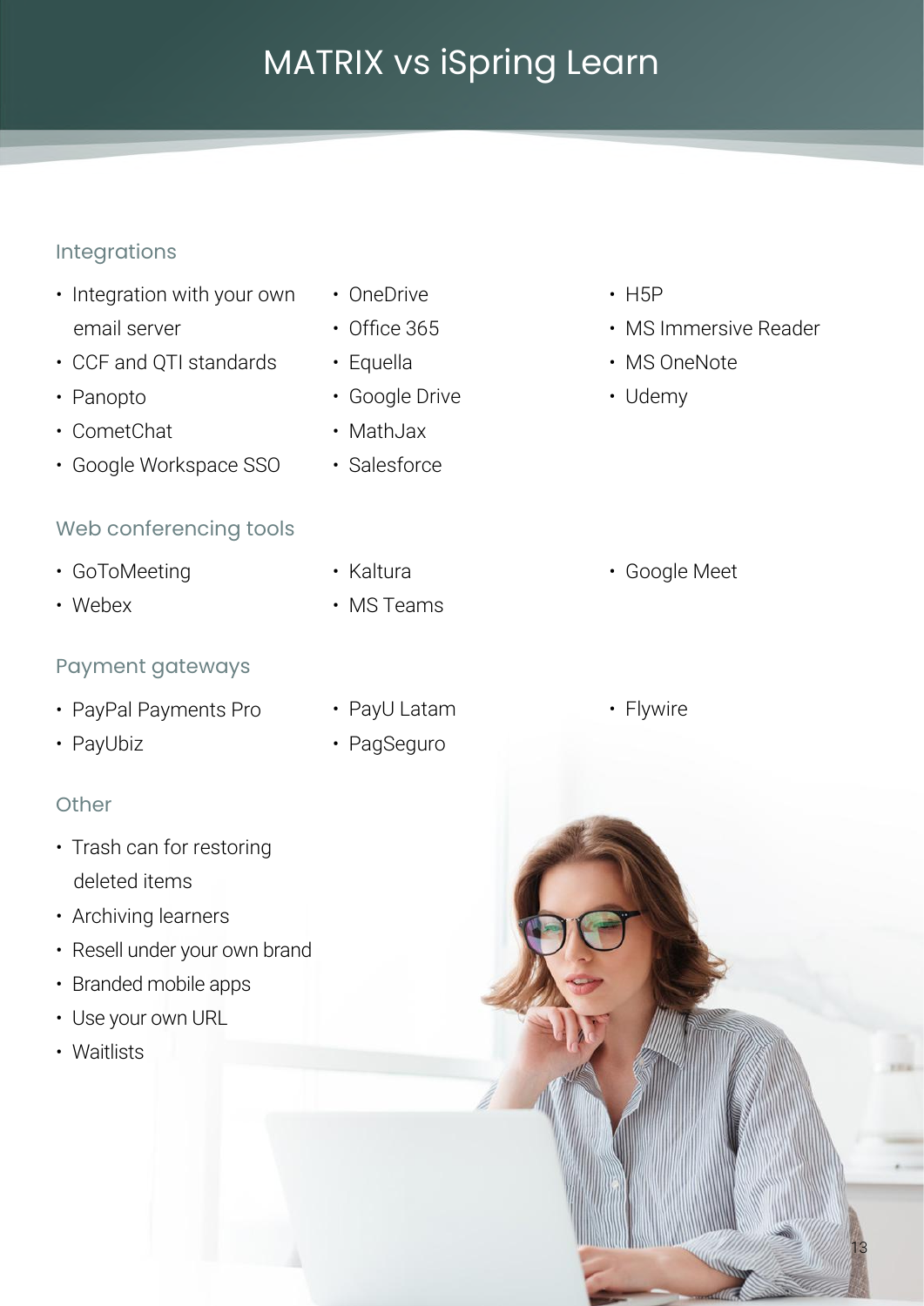# MATRIX vs iSpring Learn

## Integrations

- Integration with your own email server
- CCF and QTI standards
- Panopto
- CometChat
- Google Workspace SSO
- OneDrive
- Office 365
- Equella
- Google Drive
- MathJax
- Salesforce
- H5P
- MS Immersive Reader
- MS OneNote
- Udemy

## Web conferencing tools

- GoToMeeting
- Webex
- Kaltura
- MS Teams
- Google Meet

## Payment gateways

- PayPal Payments Pro
- PayUbiz
- PayU Latam
- PagSeguro
- Flywire

## Other

- Trash can for restoring deleted items
- Archiving learners
- Resell under your own brand
- Branded mobile apps
- Use your own URL
- Waitlists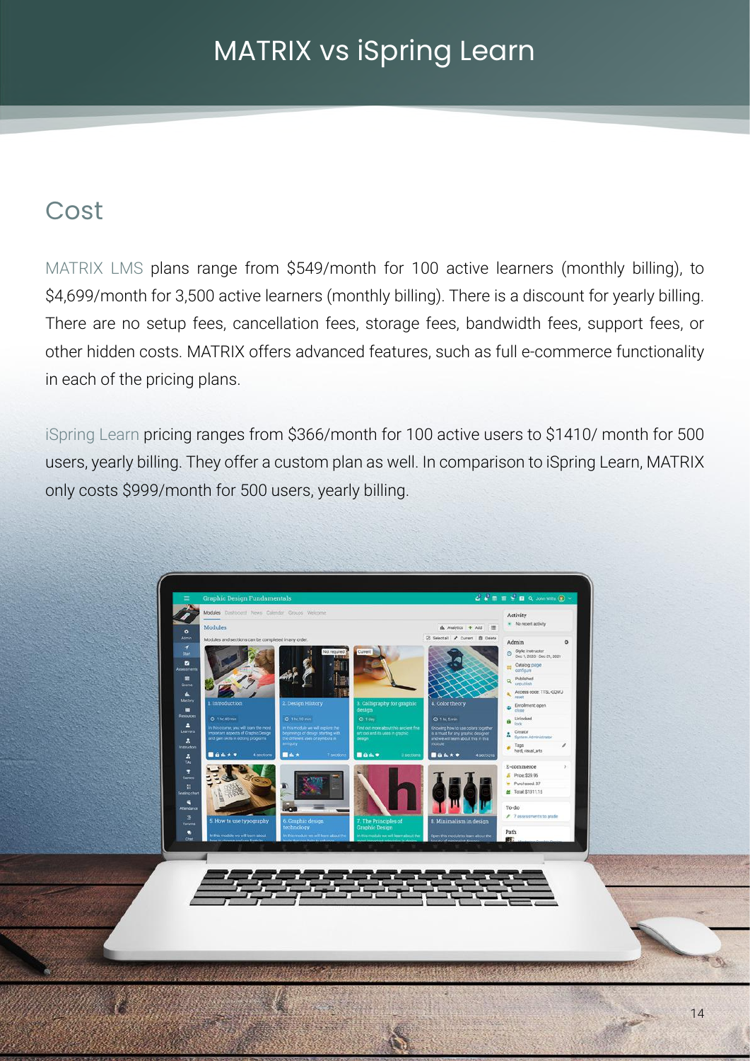# MATRIX vs iSpring Learn

## Cost

MATRIX LMS plans range from $549/month for 100 active learners (monthly billing), to $4,699/month for 3,500 active learners (monthly billing). There is a discount for yearly billing. There are no setup fees, cancellation fees, storage fees, bandwidth fees, support fees, or other hidden costs. MATRIX offers advanced features, such as full e-commerce functionality in each of the pricing plans.

iSpring Learn pricing ranges from $366/month for 100 active users to $1410/ month for 500 users, yearly billing. They offer a custom plan as well. In comparison to iSpring Learn, MATRIX only costs $999/month for 500 users, yearly billing.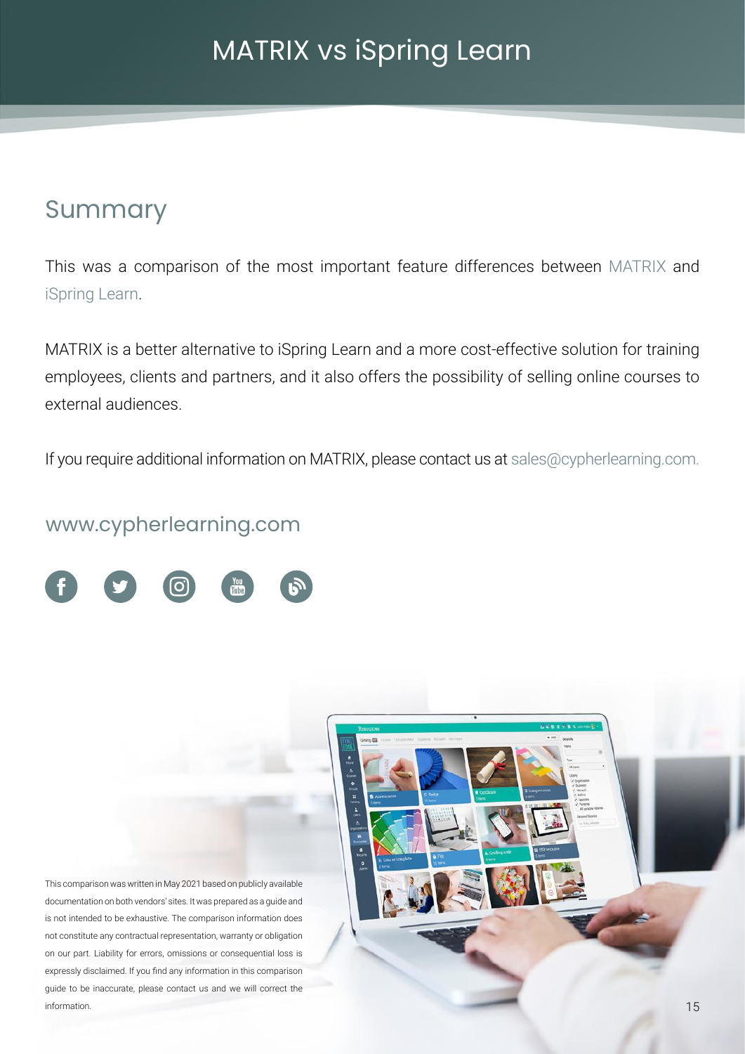# MATRIX vs iSpring Learn

## Summary

This was a comparison of the most important feature differences between MATRIX and iSpring Learn.

MATRIX is a better alternative to iSpring Learn and a more cost-effective solution for training employees, clients and partners, and it also offers the possibility of selling online courses to external audiences.

If you require additional information on MATRIX, please contact us at sales@cypherlearning.com.

### www.cypherlearning.com

This comparison was written in May 2021 based on publicly available documentation on both vendors' sites. It was prepared as a guide and is not intended to be exhaustive. The comparison information does not constitute any contractual representation, warranty or obligation on our part. Liability for errors, omissions or consequential loss is expressly disclaimed. If you find any information in this comparison guide to be inaccurate, please contact us and we will correct the information.